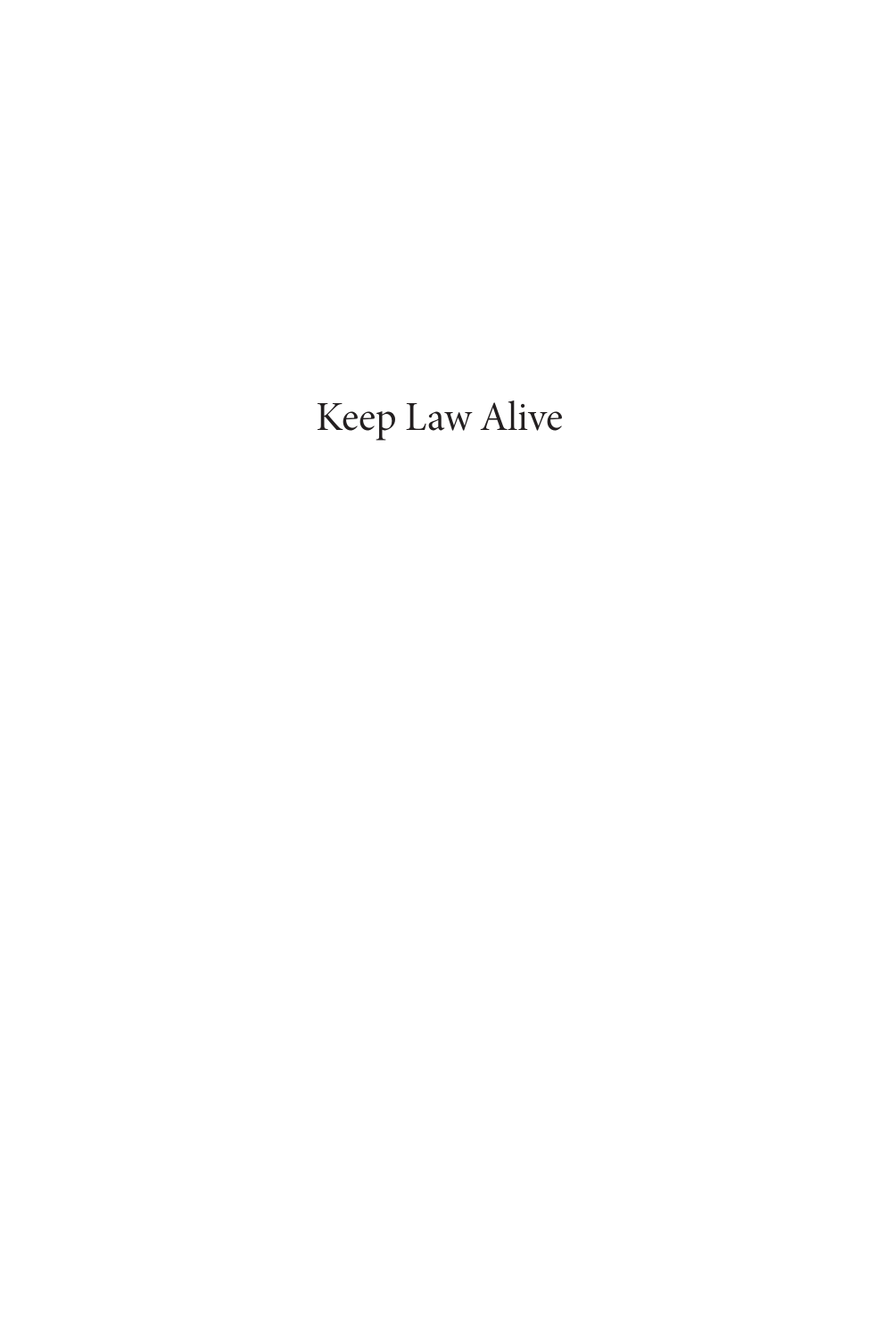# Keep Law Alive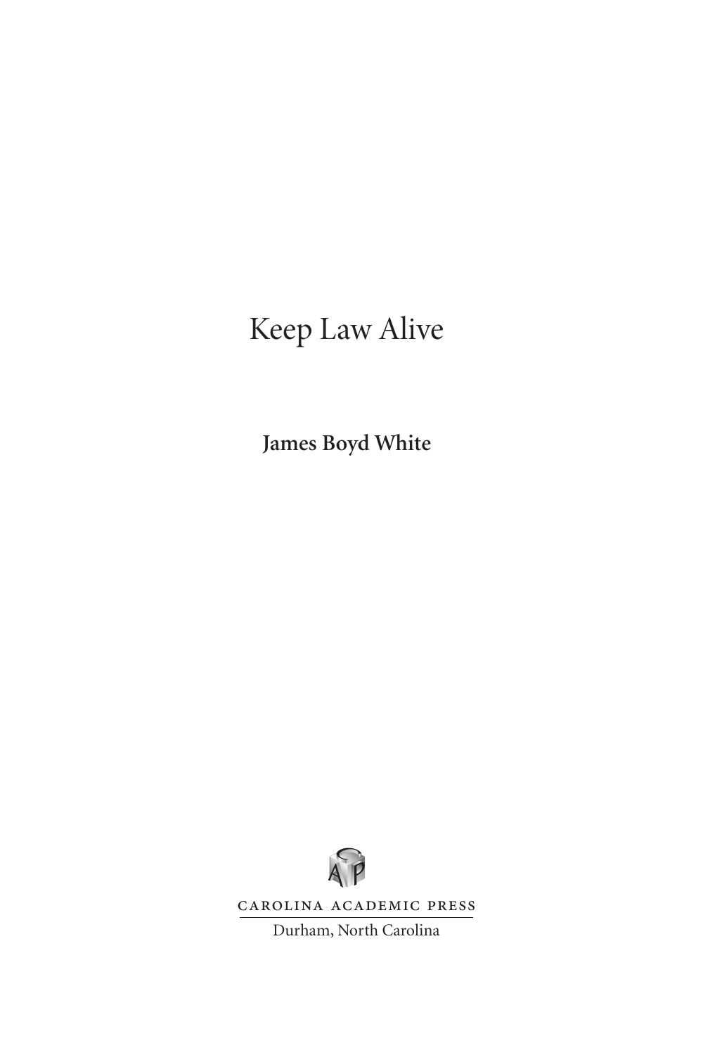# Keep Law Alive

**James Boyd White**

CAROLINA ACADEMIC PRESS

Durham, North Carolina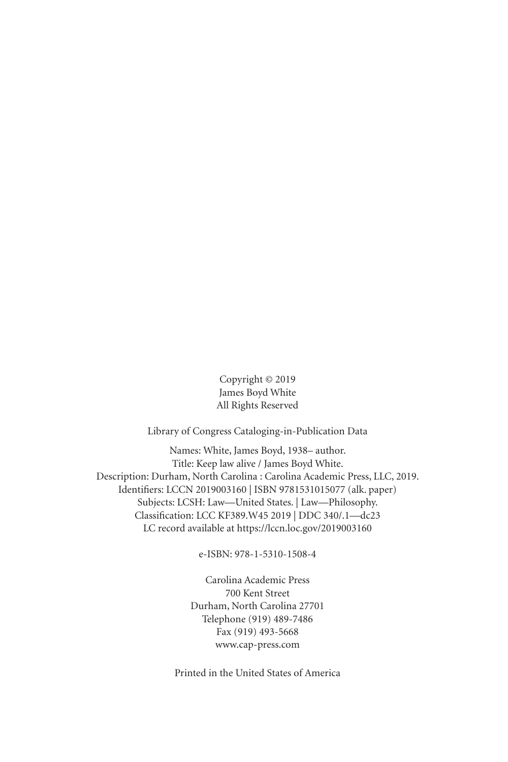Copyright © 2019
James Boyd White
All Rights Reserved

Library of Congress Cataloging-in-Publication Data

Names: White, James Boyd, 1938– author.
Title: Keep law alive / James Boyd White.
Description: Durham, North Carolina : Carolina Academic Press, LLC, 2019.
Identifiers: LCCN 2019003160 | ISBN 9781531015077 (alk. paper)
Subjects: LCSH: Law—United States. | Law—Philosophy.
Classification: LCC KF389.W45 2019 | DDC 340/.1—dc23
LC record available at https://lccn.loc.gov/2019003160

e-ISBN: 978-1-5310-1508-4

Carolina Academic Press
700 Kent Street
Durham, North Carolina 27701
Telephone (919) 489-7486
Fax (919) 493-5668
www.cap-press.com

Printed in the United States of America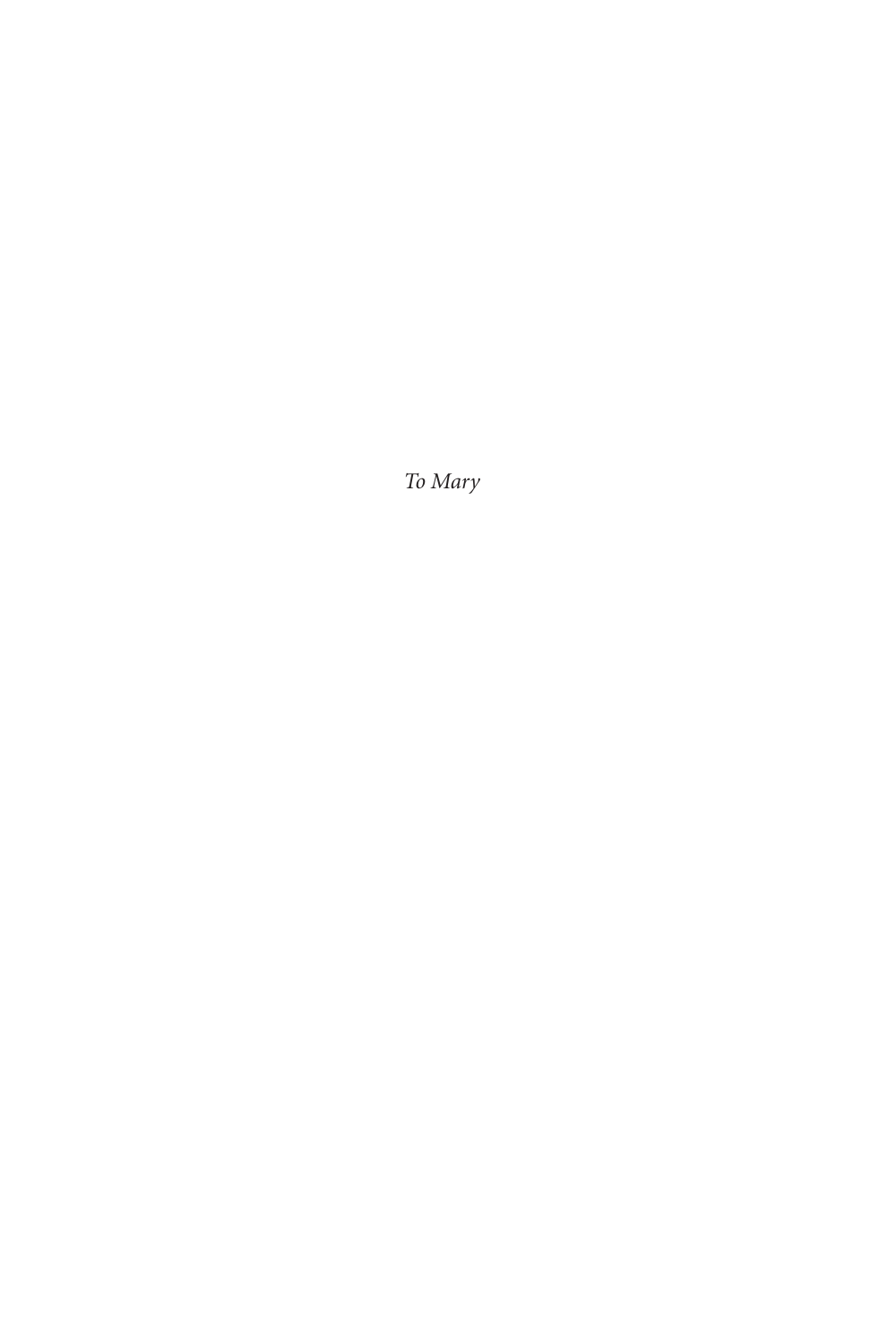*To Mary*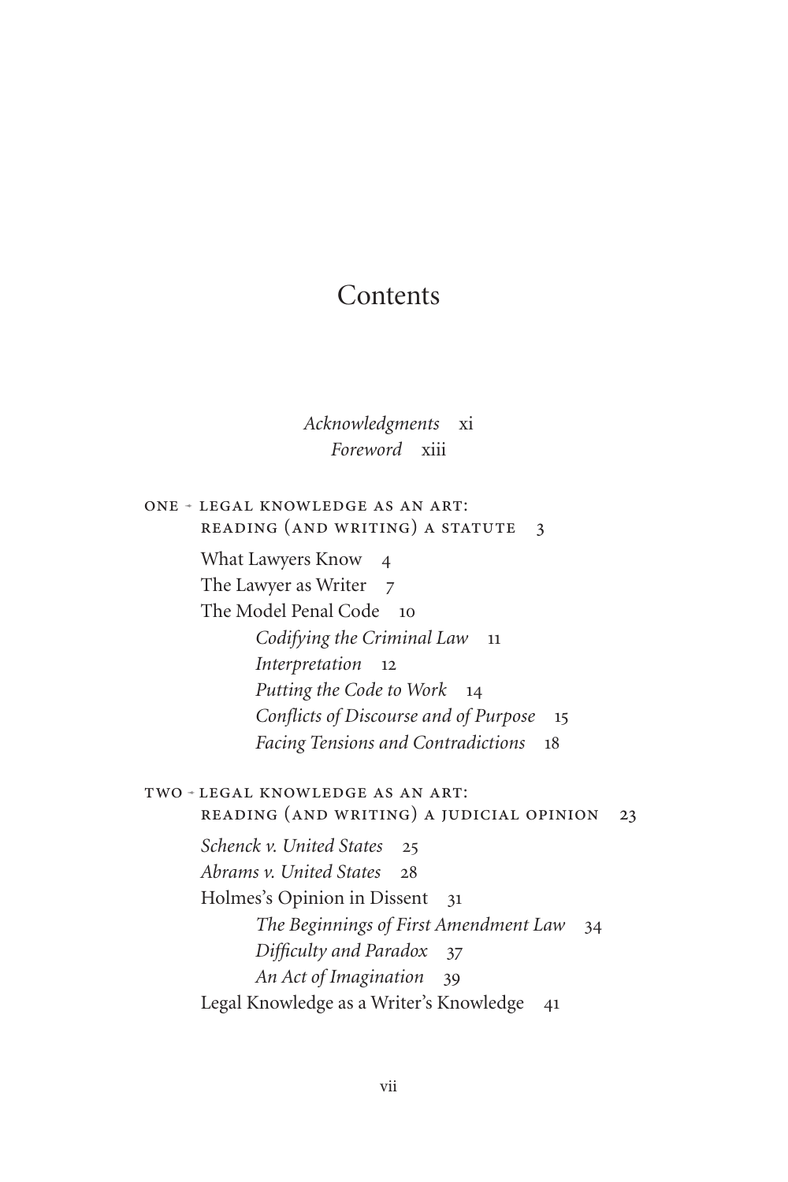# Contents

*Acknowledgments* xi

*Foreword* xiii

ONE ◦ LEGAL KNOWLEDGE AS AN ART: READING (AND WRITING) A STATUTE 3

- What Lawyers Know 4
- The Lawyer as Writer 7
- The Model Penal Code 10
  - *Codifying the Criminal Law* 11
  - *Interpretation* 12
  - *Putting the Code to Work* 14
  - *Conflicts of Discourse and of Purpose* 15
  - *Facing Tensions and Contradictions* 18

TWO ◦ LEGAL KNOWLEDGE AS AN ART: READING (AND WRITING) A JUDICIAL OPINION 23

- *Schenck v. United States* 25
- *Abrams v. United States* 28
- Holmes's Opinion in Dissent 31
  - *The Beginnings of First Amendment Law* 34
  - *Difficulty and Paradox* 37
  - *An Act of Imagination* 39
- Legal Knowledge as a Writer's Knowledge 41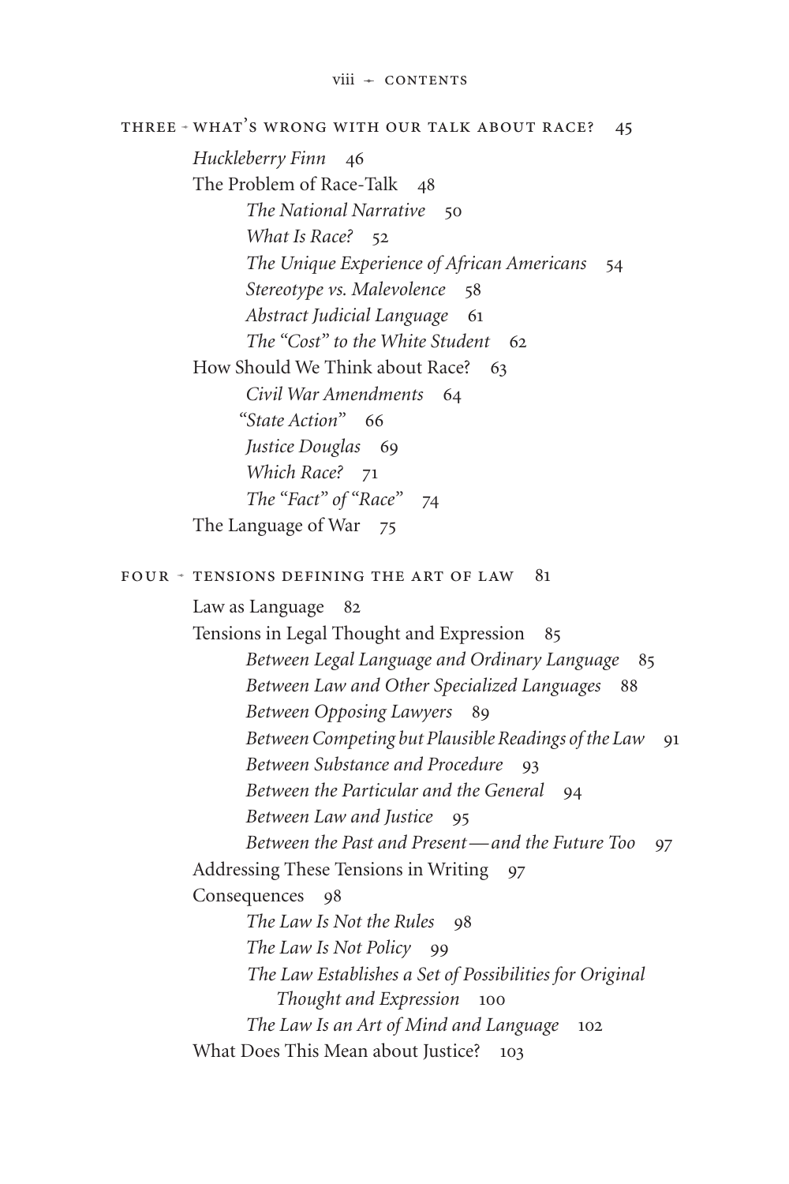THREE → WHAT'S WRONG WITH OUR TALK ABOUT RACE? 45

*Huckleberry Finn* 46

The Problem of Race-Talk 48

- *The National Narrative* 50
- *What Is Race?* 52
- *The Unique Experience of African Americans* 54
- *Stereotype vs. Malevolence* 58
- *Abstract Judicial Language* 61
- *The "Cost" to the White Student* 62

How Should We Think about Race? 63

- *Civil War Amendments* 64
- *"State Action"* 66
- *Justice Douglas* 69
- *Which Race?* 71
- *The "Fact" of "Race"* 74

The Language of War 75

FOUR → TENSIONS DEFINING THE ART OF LAW 81

Law as Language 82

Tensions in Legal Thought and Expression 85

- *Between Legal Language and Ordinary Language* 85
- *Between Law and Other Specialized Languages* 88
- *Between Opposing Lawyers* 89
- *Between Competing but Plausible Readings of the Law* 91
- *Between Substance and Procedure* 93
- *Between the Particular and the General* 94
- *Between Law and Justice* 95
- *Between the Past and Present—and the Future Too* 97

Addressing These Tensions in Writing 97

Consequences 98

- *The Law Is Not the Rules* 98
- *The Law Is Not Policy* 99
- *The Law Establishes a Set of Possibilities for Original Thought and Expression* 100
- *The Law Is an Art of Mind and Language* 102

What Does This Mean about Justice? 103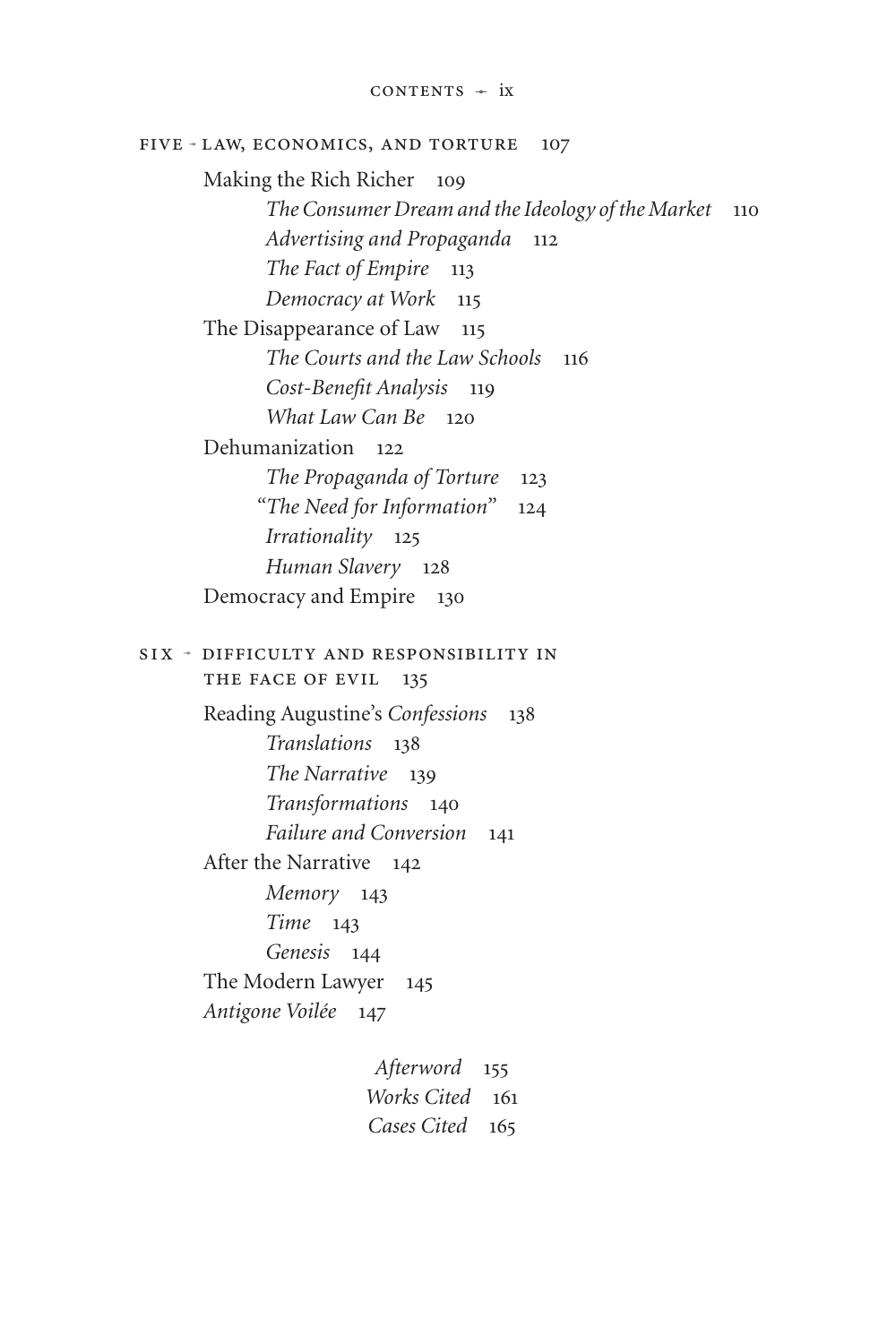FIVE · LAW, ECONOMICS, AND TORTURE 107

Making the Rich Richer 109

*The Consumer Dream and the Ideology of the Market* 110

*Advertising and Propaganda* 112

*The Fact of Empire* 113

*Democracy at Work* 115

The Disappearance of Law 115

*The Courts and the Law Schools* 116

*Cost-Benefit Analysis* 119

*What Law Can Be* 120

Dehumanization 122

*The Propaganda of Torture* 123

*"The Need for Information"* 124

*Irrationality* 125

*Human Slavery* 128

Democracy and Empire 130

SIX · DIFFICULTY AND RESPONSIBILITY IN THE FACE OF EVIL 135

Reading Augustine's *Confessions* 138

*Translations* 138

*The Narrative* 139

*Transformations* 140

*Failure and Conversion* 141

After the Narrative 142

*Memory* 143

*Time* 143

*Genesis* 144

The Modern Lawyer 145

*Antigone Voilée* 147

*Afterword* 155

*Works Cited* 161

*Cases Cited* 165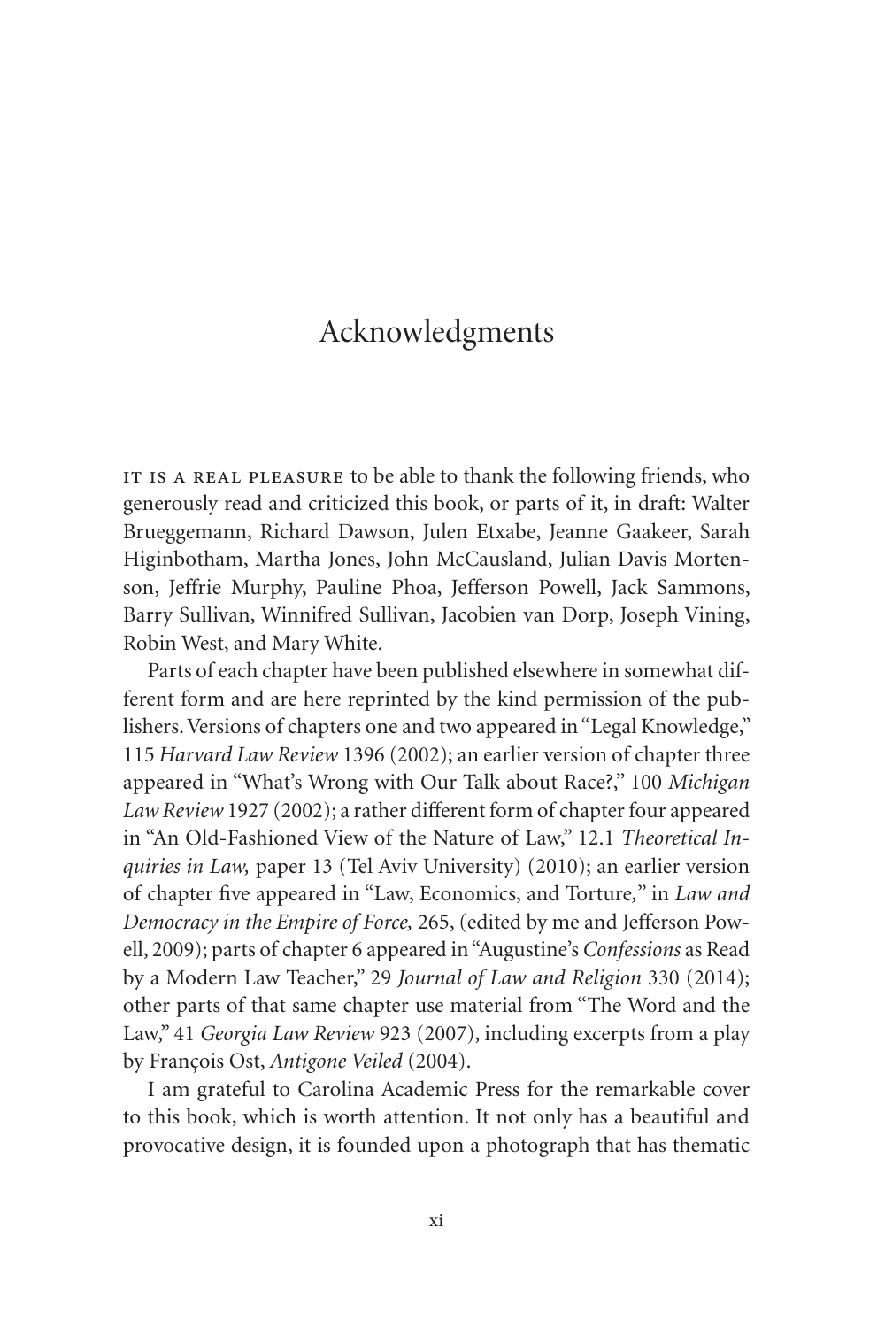# Acknowledgments

IT IS A REAL PLEASURE to be able to thank the following friends, who generously read and criticized this book, or parts of it, in draft: Walter Brueggemann, Richard Dawson, Julen Etxabe, Jeanne Gaakeer, Sarah Higinbotham, Martha Jones, John McCausland, Julian Davis Mortenson, Jeffrie Murphy, Pauline Phoa, Jefferson Powell, Jack Sammons, Barry Sullivan, Winnifred Sullivan, Jacobien van Dorp, Joseph Vining, Robin West, and Mary White.

Parts of each chapter have been published elsewhere in somewhat different form and are here reprinted by the kind permission of the publishers. Versions of chapters one and two appeared in "Legal Knowledge," 115 *Harvard Law Review* 1396 (2002); an earlier version of chapter three appeared in "What's Wrong with Our Talk about Race?," 100 *Michigan Law Review* 1927 (2002); a rather different form of chapter four appeared in "An Old-Fashioned View of the Nature of Law," 12.1 *Theoretical Inquiries in Law,* paper 13 (Tel Aviv University) (2010); an earlier version of chapter five appeared in "Law, Economics, and Torture," in *Law and Democracy in the Empire of Force,* 265, (edited by me and Jefferson Powell, 2009); parts of chapter 6 appeared in "Augustine's *Confessions* as Read by a Modern Law Teacher," 29 *Journal of Law and Religion* 330 (2014); other parts of that same chapter use material from "The Word and the Law," 41 *Georgia Law Review* 923 (2007), including excerpts from a play by François Ost, *Antigone Veiled* (2004).

I am grateful to Carolina Academic Press for the remarkable cover to this book, which is worth attention. It not only has a beautiful and provocative design, it is founded upon a photograph that has thematic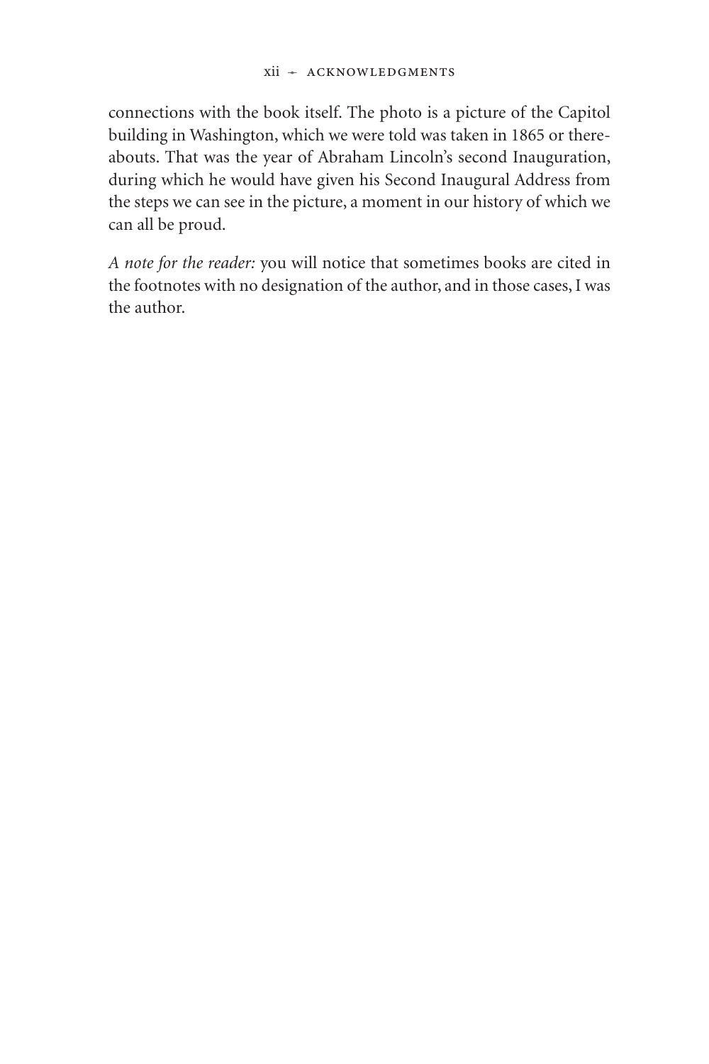connections with the book itself. The photo is a picture of the Capitol building in Washington, which we were told was taken in 1865 or thereabouts. That was the year of Abraham Lincoln's second Inauguration, during which he would have given his Second Inaugural Address from the steps we can see in the picture, a moment in our history of which we can all be proud.

*A note for the reader:* you will notice that sometimes books are cited in the footnotes with no designation of the author, and in those cases, I was the author.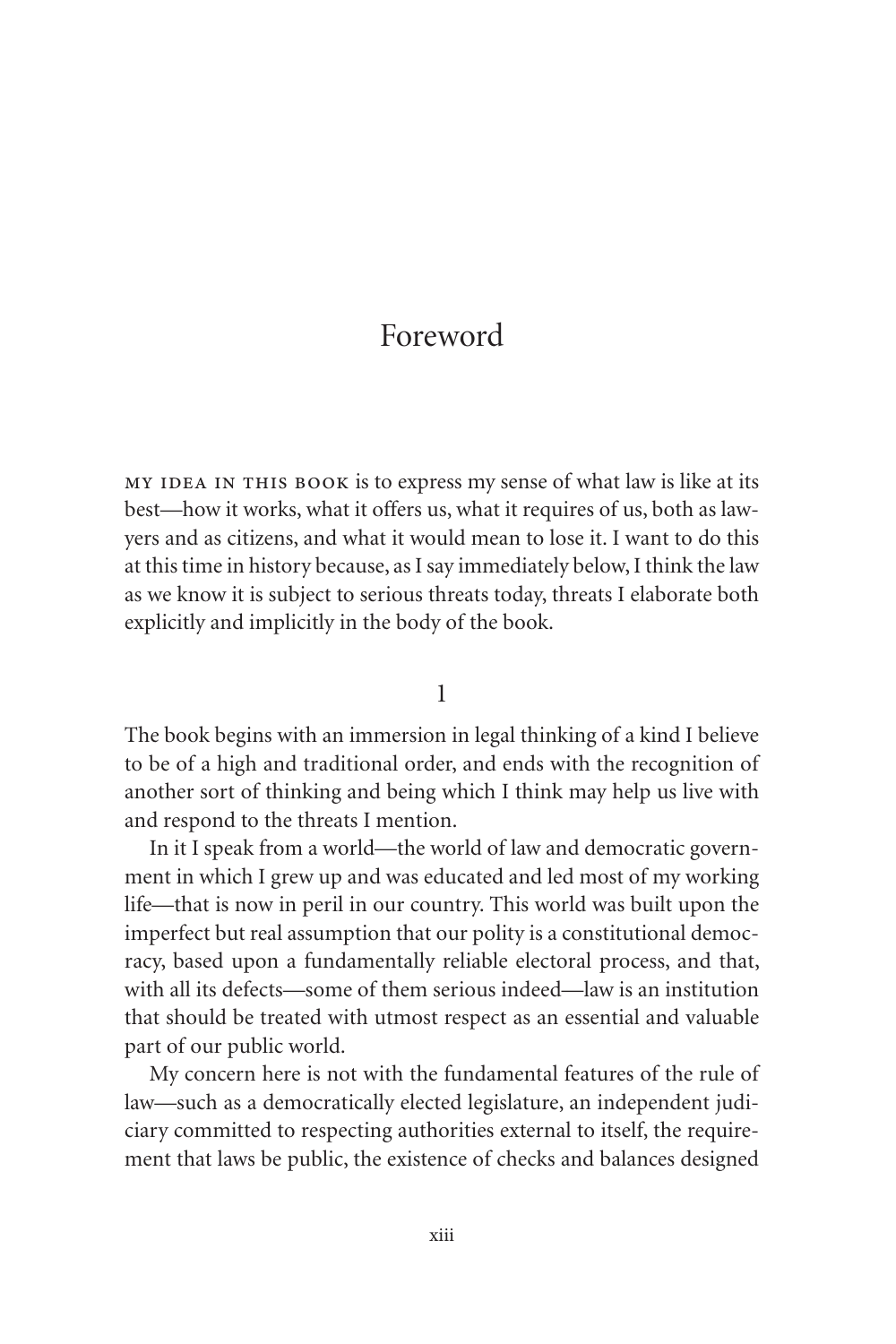# Foreword

MY IDEA IN THIS BOOK is to express my sense of what law is like at its best—how it works, what it offers us, what it requires of us, both as lawyers and as citizens, and what it would mean to lose it. I want to do this at this time in history because, as I say immediately below, I think the law as we know it is subject to serious threats today, threats I elaborate both explicitly and implicitly in the body of the book.

## 1

The book begins with an immersion in legal thinking of a kind I believe to be of a high and traditional order, and ends with the recognition of another sort of thinking and being which I think may help us live with and respond to the threats I mention.

In it I speak from a world—the world of law and democratic government in which I grew up and was educated and led most of my working life—that is now in peril in our country. This world was built upon the imperfect but real assumption that our polity is a constitutional democracy, based upon a fundamentally reliable electoral process, and that, with all its defects—some of them serious indeed—law is an institution that should be treated with utmost respect as an essential and valuable part of our public world.

My concern here is not with the fundamental features of the rule of law—such as a democratically elected legislature, an independent judiciary committed to respecting authorities external to itself, the requirement that laws be public, the existence of checks and balances designed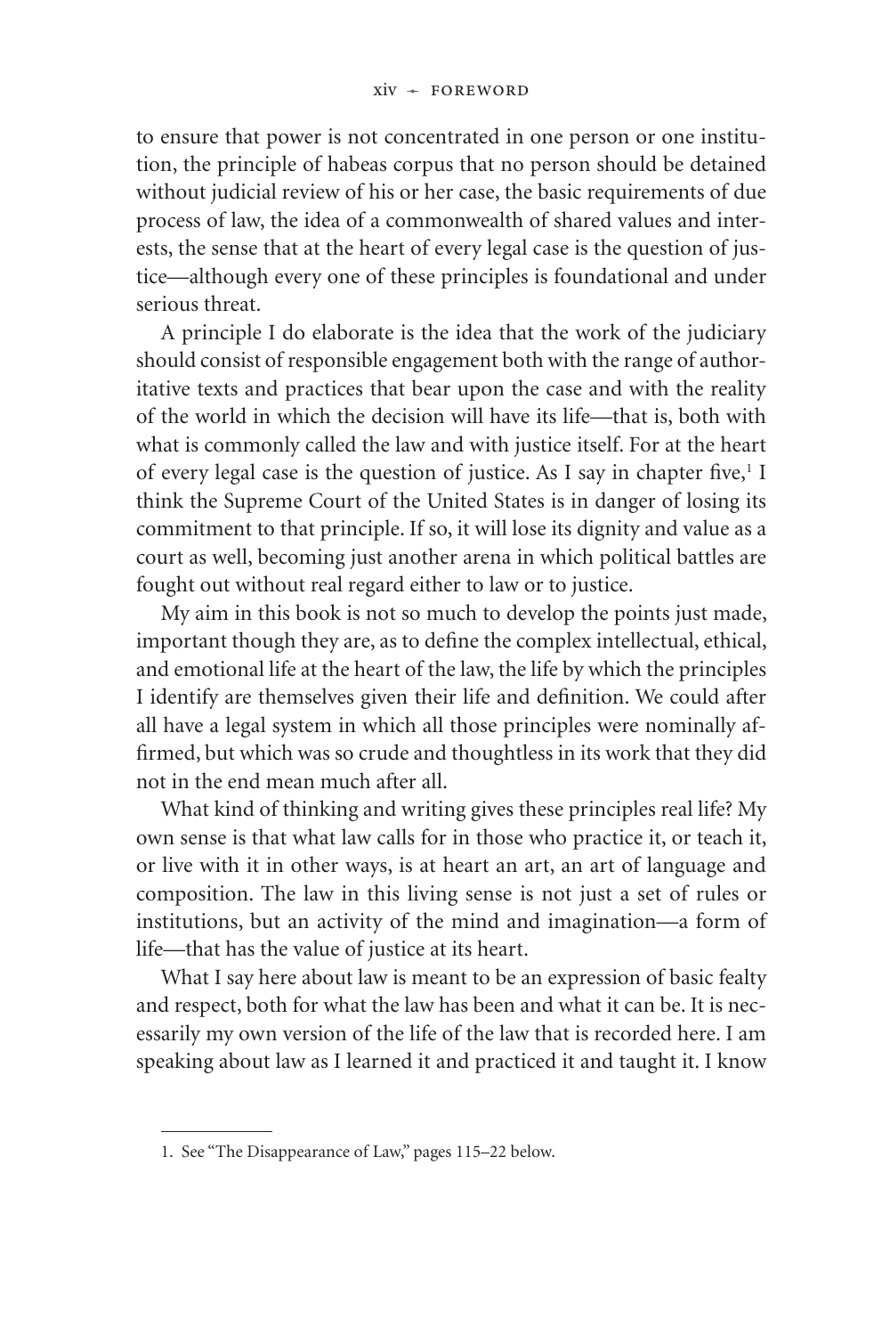to ensure that power is not concentrated in one person or one institution, the principle of habeas corpus that no person should be detained without judicial review of his or her case, the basic requirements of due process of law, the idea of a commonwealth of shared values and interests, the sense that at the heart of every legal case is the question of justice—although every one of these principles is foundational and under serious threat.

A principle I do elaborate is the idea that the work of the judiciary should consist of responsible engagement both with the range of authoritative texts and practices that bear upon the case and with the reality of the world in which the decision will have its life—that is, both with what is commonly called the law and with justice itself. For at the heart of every legal case is the question of justice. As I say in chapter five,[1] I think the Supreme Court of the United States is in danger of losing its commitment to that principle. If so, it will lose its dignity and value as a court as well, becoming just another arena in which political battles are fought out without real regard either to law or to justice.

My aim in this book is not so much to develop the points just made, important though they are, as to define the complex intellectual, ethical, and emotional life at the heart of the law, the life by which the principles I identify are themselves given their life and definition. We could after all have a legal system in which all those principles were nominally affirmed, but which was so crude and thoughtless in its work that they did not in the end mean much after all.

What kind of thinking and writing gives these principles real life? My own sense is that what law calls for in those who practice it, or teach it, or live with it in other ways, is at heart an art, an art of language and composition. The law in this living sense is not just a set of rules or institutions, but an activity of the mind and imagination—a form of life—that has the value of justice at its heart.

What I say here about law is meant to be an expression of basic fealty and respect, both for what the law has been and what it can be. It is necessarily my own version of the life of the law that is recorded here. I am speaking about law as I learned it and practiced it and taught it. I know

---

1. See "The Disappearance of Law," pages 115–22 below.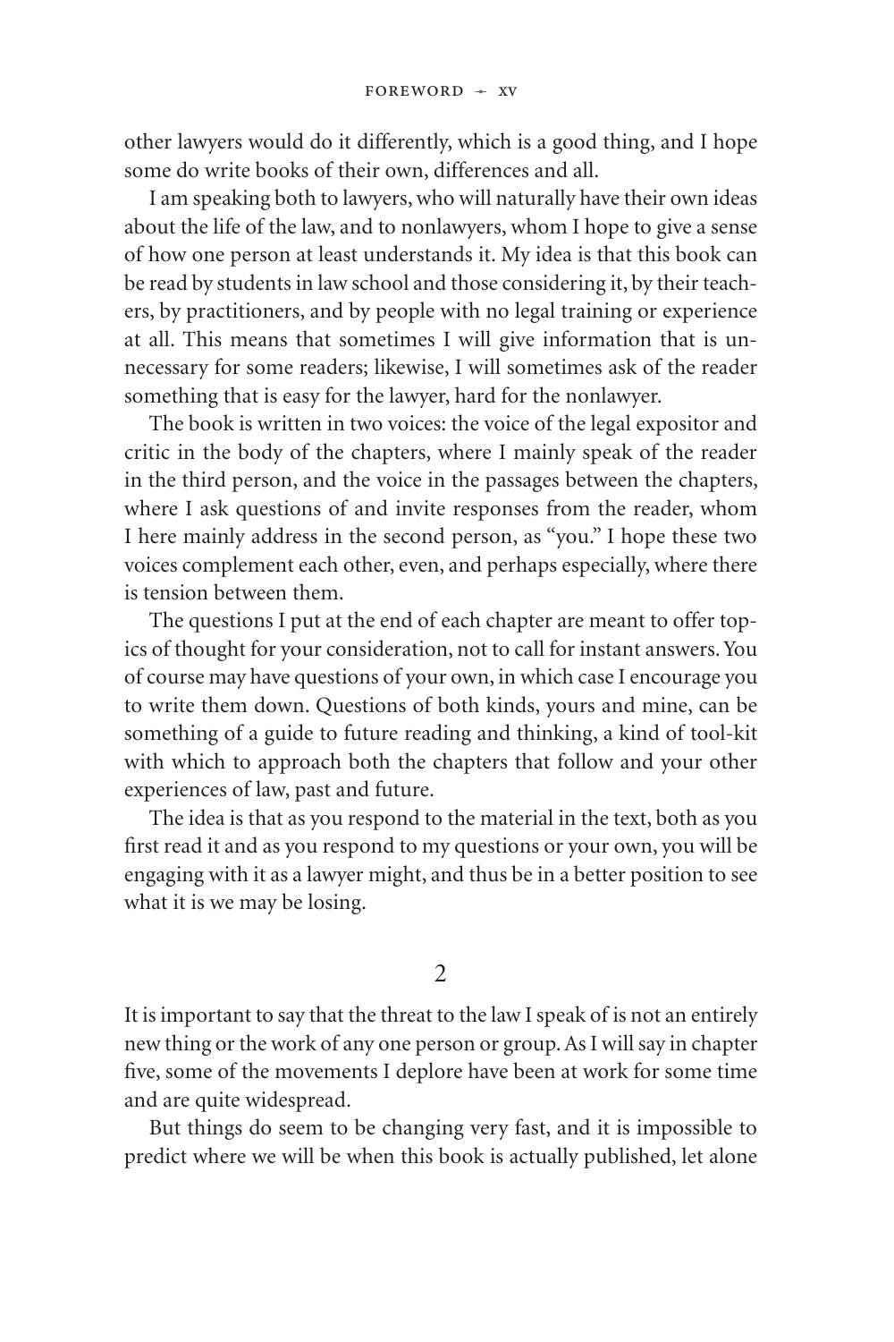other lawyers would do it differently, which is a good thing, and I hope some do write books of their own, differences and all.

I am speaking both to lawyers, who will naturally have their own ideas about the life of the law, and to nonlawyers, whom I hope to give a sense of how one person at least understands it. My idea is that this book can be read by students in law school and those considering it, by their teachers, by practitioners, and by people with no legal training or experience at all. This means that sometimes I will give information that is unnecessary for some readers; likewise, I will sometimes ask of the reader something that is easy for the lawyer, hard for the nonlawyer.

The book is written in two voices: the voice of the legal expositor and critic in the body of the chapters, where I mainly speak of the reader in the third person, and the voice in the passages between the chapters, where I ask questions of and invite responses from the reader, whom I here mainly address in the second person, as "you." I hope these two voices complement each other, even, and perhaps especially, where there is tension between them.

The questions I put at the end of each chapter are meant to offer topics of thought for your consideration, not to call for instant answers. You of course may have questions of your own, in which case I encourage you to write them down. Questions of both kinds, yours and mine, can be something of a guide to future reading and thinking, a kind of tool-kit with which to approach both the chapters that follow and your other experiences of law, past and future.

The idea is that as you respond to the material in the text, both as you first read it and as you respond to my questions or your own, you will be engaging with it as a lawyer might, and thus be in a better position to see what it is we may be losing.

## 2

It is important to say that the threat to the law I speak of is not an entirely new thing or the work of any one person or group. As I will say in chapter five, some of the movements I deplore have been at work for some time and are quite widespread.

But things do seem to be changing very fast, and it is impossible to predict where we will be when this book is actually published, let alone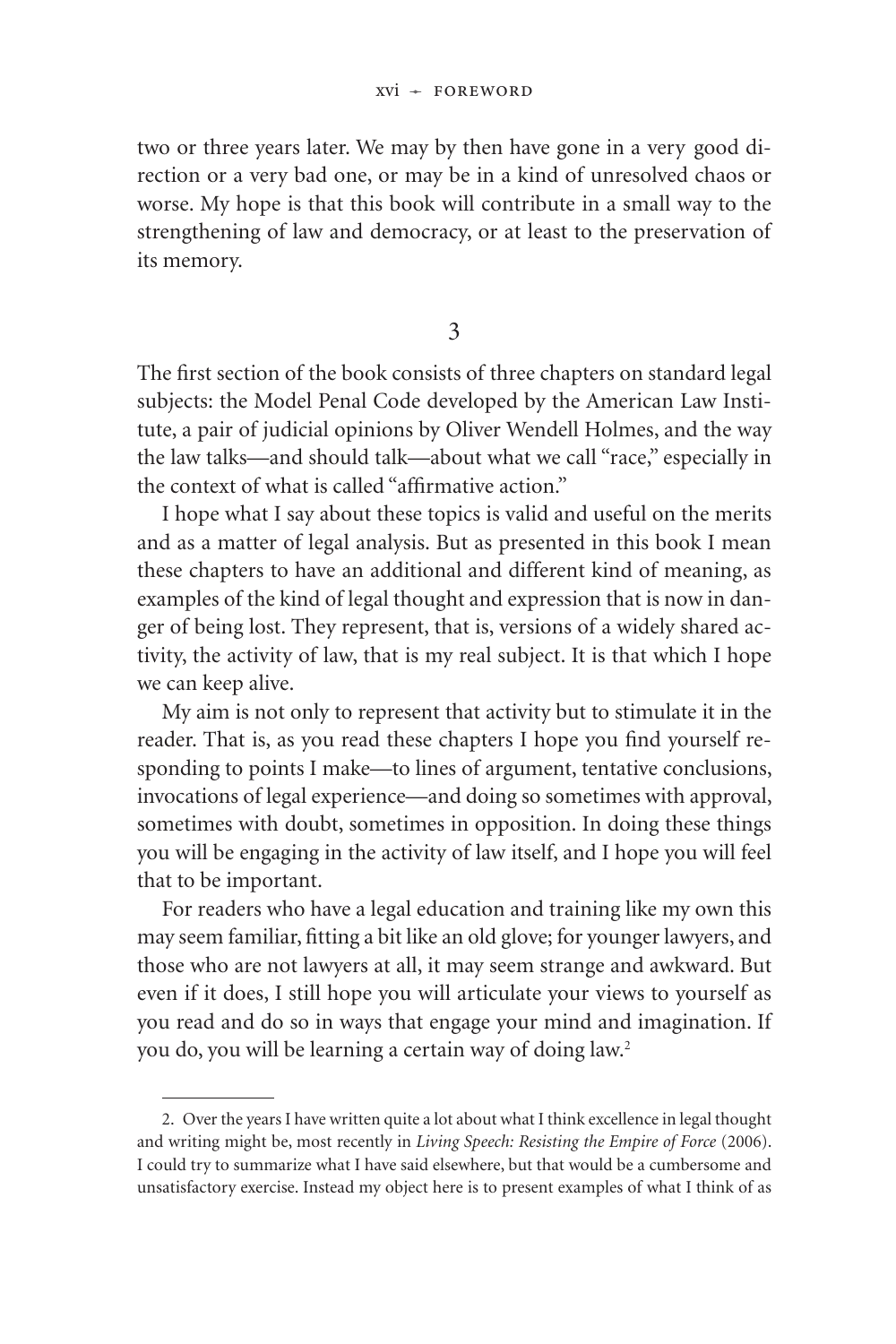two or three years later. We may by then have gone in a very good direction or a very bad one, or may be in a kind of unresolved chaos or worse. My hope is that this book will contribute in a small way to the strengthening of law and democracy, or at least to the preservation of its memory.

## 3

The first section of the book consists of three chapters on standard legal subjects: the Model Penal Code developed by the American Law Institute, a pair of judicial opinions by Oliver Wendell Holmes, and the way the law talks—and should talk—about what we call "race," especially in the context of what is called "affirmative action."

I hope what I say about these topics is valid and useful on the merits and as a matter of legal analysis. But as presented in this book I mean these chapters to have an additional and different kind of meaning, as examples of the kind of legal thought and expression that is now in danger of being lost. They represent, that is, versions of a widely shared activity, the activity of law, that is my real subject. It is that which I hope we can keep alive.

My aim is not only to represent that activity but to stimulate it in the reader. That is, as you read these chapters I hope you find yourself responding to points I make—to lines of argument, tentative conclusions, invocations of legal experience—and doing so sometimes with approval, sometimes with doubt, sometimes in opposition. In doing these things you will be engaging in the activity of law itself, and I hope you will feel that to be important.

For readers who have a legal education and training like my own this may seem familiar, fitting a bit like an old glove; for younger lawyers, and those who are not lawyers at all, it may seem strange and awkward. But even if it does, I still hope you will articulate your views to yourself as you read and do so in ways that engage your mind and imagination. If you do, you will be learning a certain way of doing law.[2]

---

2. Over the years I have written quite a lot about what I think excellence in legal thought and writing might be, most recently in *Living Speech: Resisting the Empire of Force* (2006). I could try to summarize what I have said elsewhere, but that would be a cumbersome and unsatisfactory exercise. Instead my object here is to present examples of what I think of as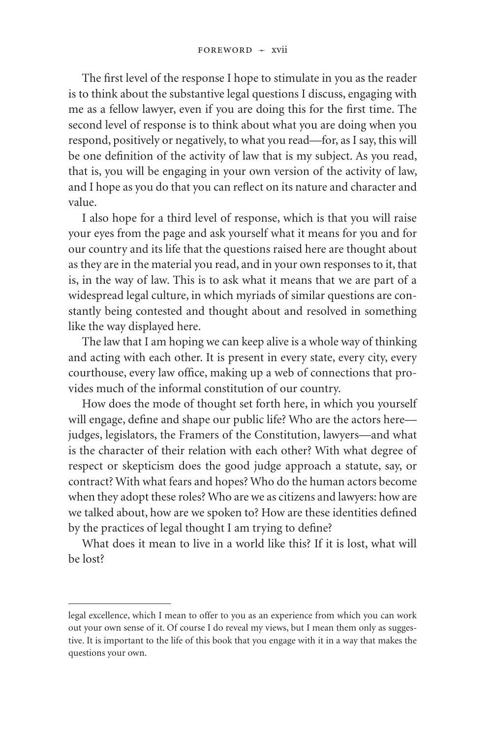The first level of the response I hope to stimulate in you as the reader is to think about the substantive legal questions I discuss, engaging with me as a fellow lawyer, even if you are doing this for the first time. The second level of response is to think about what you are doing when you respond, positively or negatively, to what you read—for, as I say, this will be one definition of the activity of law that is my subject. As you read, that is, you will be engaging in your own version of the activity of law, and I hope as you do that you can reflect on its nature and character and value.

I also hope for a third level of response, which is that you will raise your eyes from the page and ask yourself what it means for you and for our country and its life that the questions raised here are thought about as they are in the material you read, and in your own responses to it, that is, in the way of law. This is to ask what it means that we are part of a widespread legal culture, in which myriads of similar questions are constantly being contested and thought about and resolved in something like the way displayed here.

The law that I am hoping we can keep alive is a whole way of thinking and acting with each other. It is present in every state, every city, every courthouse, every law office, making up a web of connections that provides much of the informal constitution of our country.

How does the mode of thought set forth here, in which you yourself will engage, define and shape our public life? Who are the actors here—judges, legislators, the Framers of the Constitution, lawyers—and what is the character of their relation with each other? With what degree of respect or skepticism does the good judge approach a statute, say, or contract? With what fears and hopes? Who do the human actors become when they adopt these roles? Who are we as citizens and lawyers: how are we talked about, how are we spoken to? How are these identities defined by the practices of legal thought I am trying to define?

What does it mean to live in a world like this? If it is lost, what will be lost?

---

legal excellence, which I mean to offer to you as an experience from which you can work out your own sense of it. Of course I do reveal my views, but I mean them only as suggestive. It is important to the life of this book that you engage with it in a way that makes the questions your own.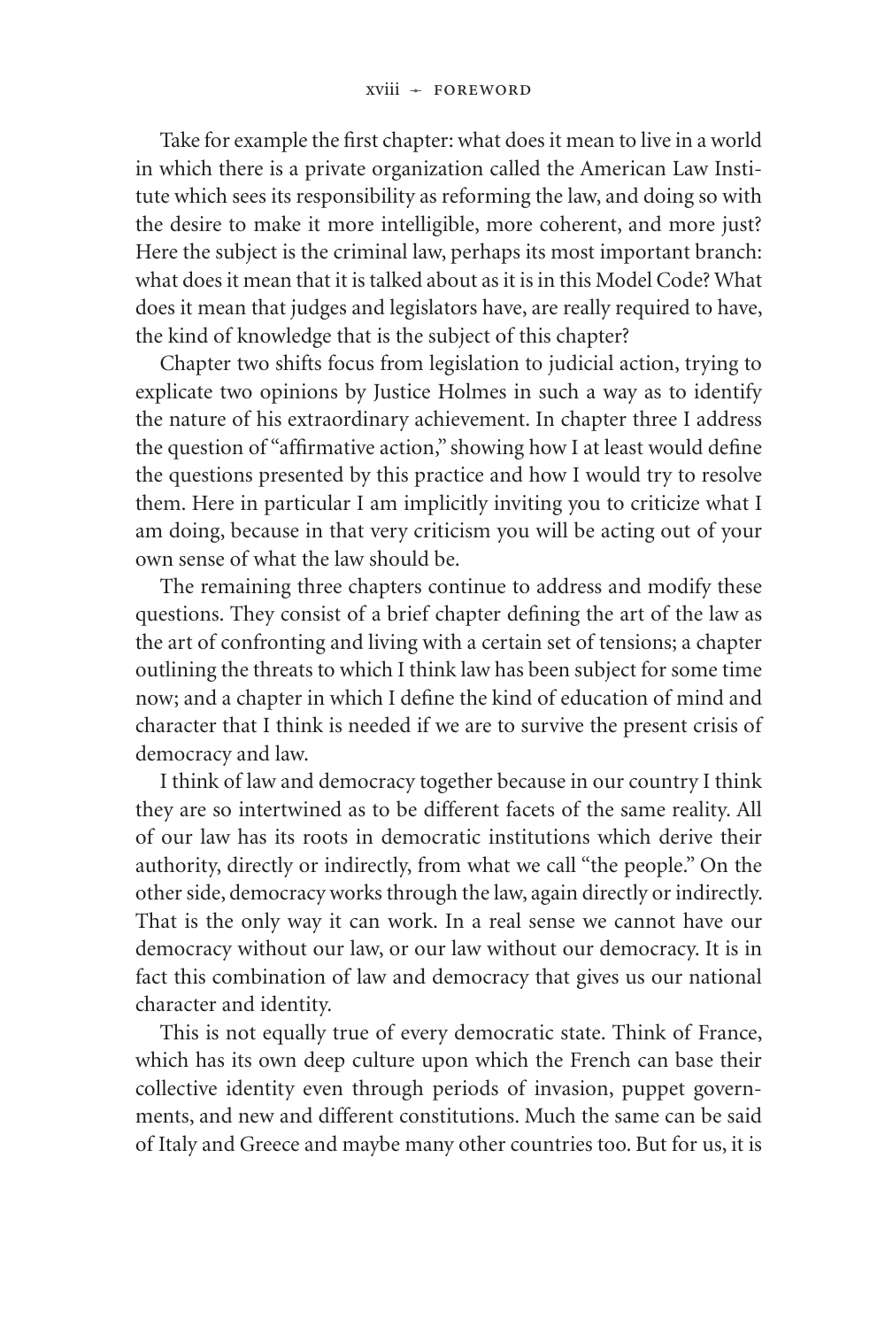Take for example the first chapter: what does it mean to live in a world in which there is a private organization called the American Law Institute which sees its responsibility as reforming the law, and doing so with the desire to make it more intelligible, more coherent, and more just? Here the subject is the criminal law, perhaps its most important branch: what does it mean that it is talked about as it is in this Model Code? What does it mean that judges and legislators have, are really required to have, the kind of knowledge that is the subject of this chapter?

Chapter two shifts focus from legislation to judicial action, trying to explicate two opinions by Justice Holmes in such a way as to identify the nature of his extraordinary achievement. In chapter three I address the question of "affirmative action," showing how I at least would define the questions presented by this practice and how I would try to resolve them. Here in particular I am implicitly inviting you to criticize what I am doing, because in that very criticism you will be acting out of your own sense of what the law should be.

The remaining three chapters continue to address and modify these questions. They consist of a brief chapter defining the art of the law as the art of confronting and living with a certain set of tensions; a chapter outlining the threats to which I think law has been subject for some time now; and a chapter in which I define the kind of education of mind and character that I think is needed if we are to survive the present crisis of democracy and law.

I think of law and democracy together because in our country I think they are so intertwined as to be different facets of the same reality. All of our law has its roots in democratic institutions which derive their authority, directly or indirectly, from what we call "the people." On the other side, democracy works through the law, again directly or indirectly. That is the only way it can work. In a real sense we cannot have our democracy without our law, or our law without our democracy. It is in fact this combination of law and democracy that gives us our national character and identity.

This is not equally true of every democratic state. Think of France, which has its own deep culture upon which the French can base their collective identity even through periods of invasion, puppet governments, and new and different constitutions. Much the same can be said of Italy and Greece and maybe many other countries too. But for us, it is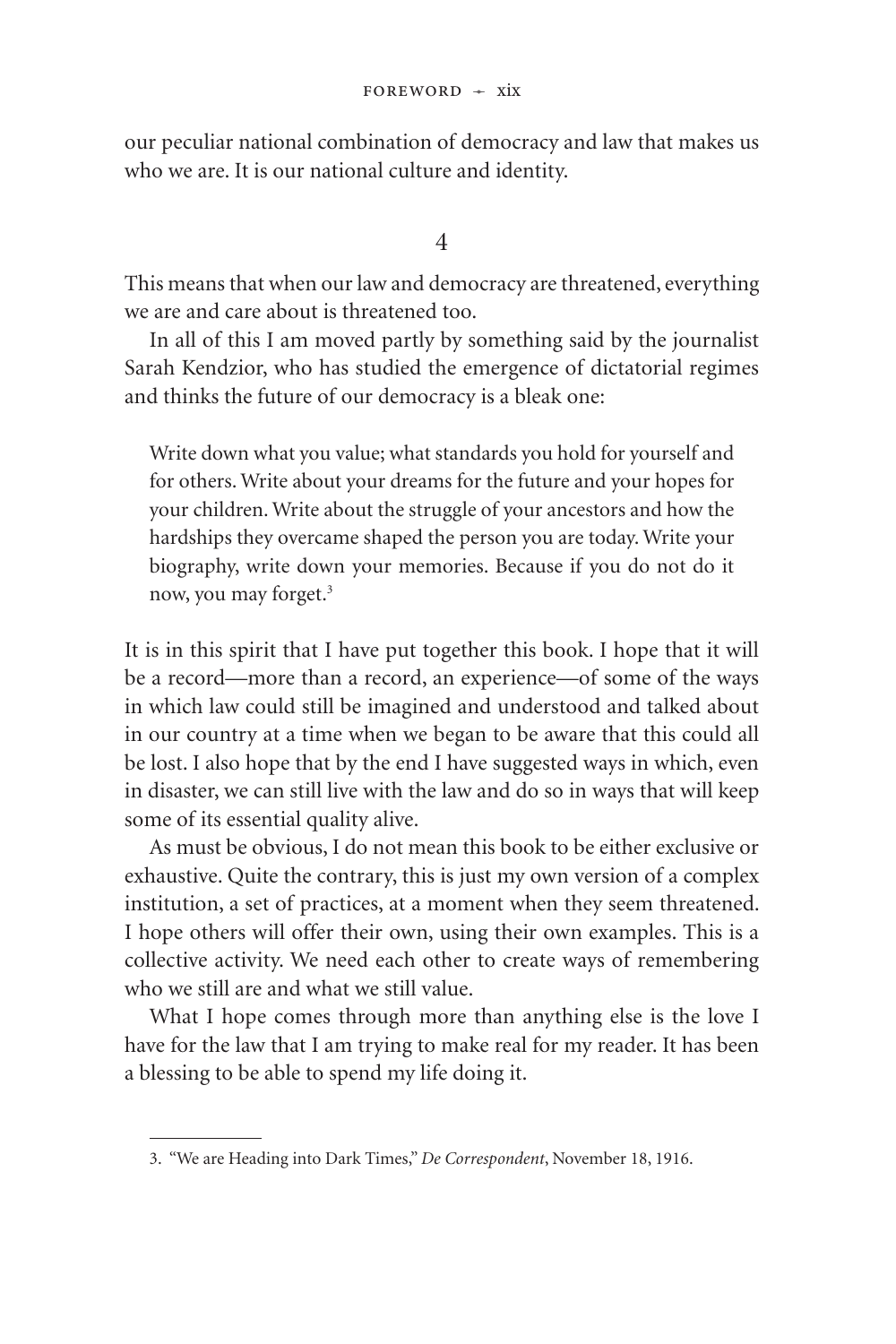our peculiar national combination of democracy and law that makes us who we are. It is our national culture and identity.

## 4

This means that when our law and democracy are threatened, everything we are and care about is threatened too.

In all of this I am moved partly by something said by the journalist Sarah Kendzior, who has studied the emergence of dictatorial regimes and thinks the future of our democracy is a bleak one:

> Write down what you value; what standards you hold for yourself and for others. Write about your dreams for the future and your hopes for your children. Write about the struggle of your ancestors and how the hardships they overcame shaped the person you are today. Write your biography, write down your memories. Because if you do not do it now, you may forget.[3]

It is in this spirit that I have put together this book. I hope that it will be a record—more than a record, an experience—of some of the ways in which law could still be imagined and understood and talked about in our country at a time when we began to be aware that this could all be lost. I also hope that by the end I have suggested ways in which, even in disaster, we can still live with the law and do so in ways that will keep some of its essential quality alive.

As must be obvious, I do not mean this book to be either exclusive or exhaustive. Quite the contrary, this is just my own version of a complex institution, a set of practices, at a moment when they seem threatened. I hope others will offer their own, using their own examples. This is a collective activity. We need each other to create ways of remembering who we still are and what we still value.

What I hope comes through more than anything else is the love I have for the law that I am trying to make real for my reader. It has been a blessing to be able to spend my life doing it.

---

3. "We are Heading into Dark Times," *De Correspondent*, November 18, 1916.